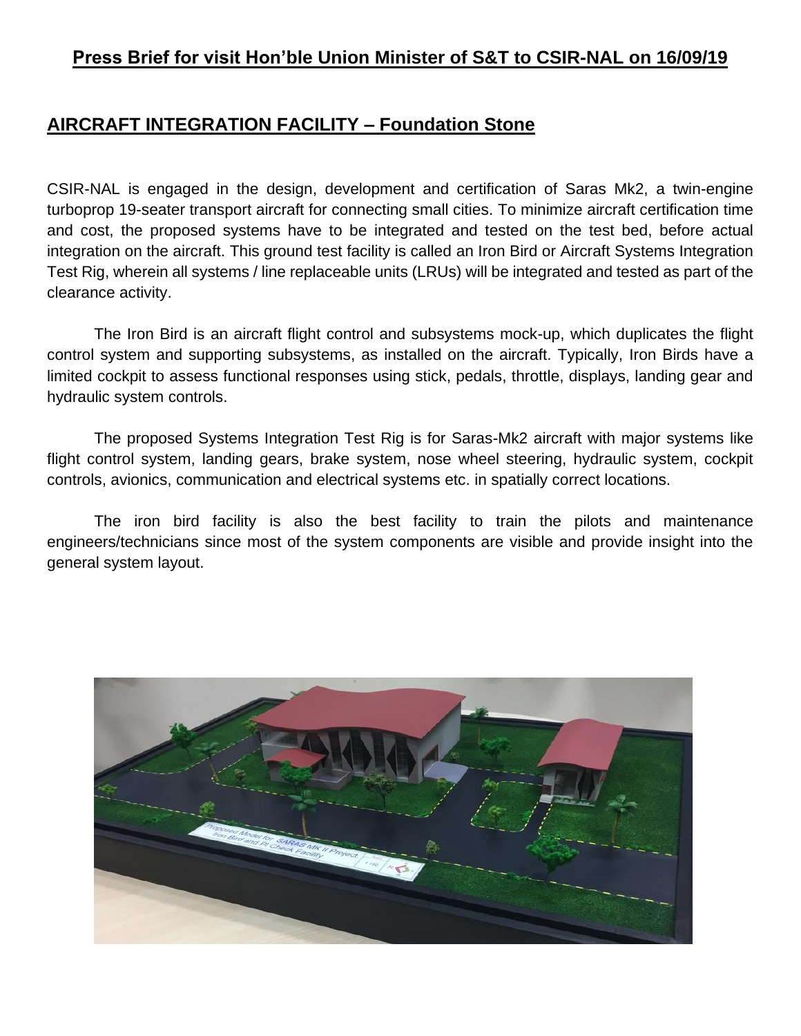# Press Brief for visit Hon'ble Union Minister of S&T to CSIR-NAL on 16/09/19

## AIRCRAFT INTEGRATION FACILITY – Foundation Stone

CSIR-NAL is engaged in the design, development and certification of Saras Mk2, a twin-engine turboprop 19-seater transport aircraft for connecting small cities. To minimize aircraft certification time and cost, the proposed systems have to be integrated and tested on the test bed, before actual integration on the aircraft. This ground test facility is called an Iron Bird or Aircraft Systems Integration Test Rig, wherein all systems / line replaceable units (LRUs) will be integrated and tested as part of the clearance activity.

The Iron Bird is an aircraft flight control and subsystems mock-up, which duplicates the flight control system and supporting subsystems, as installed on the aircraft. Typically, Iron Birds have a limited cockpit to assess functional responses using stick, pedals, throttle, displays, landing gear and hydraulic system controls.

The proposed Systems Integration Test Rig is for Saras-Mk2 aircraft with major systems like flight control system, landing gears, brake system, nose wheel steering, hydraulic system, cockpit controls, avionics, communication and electrical systems etc. in spatially correct locations.

The iron bird facility is also the best facility to train the pilots and maintenance engineers/technicians since most of the system components are visible and provide insight into the general system layout.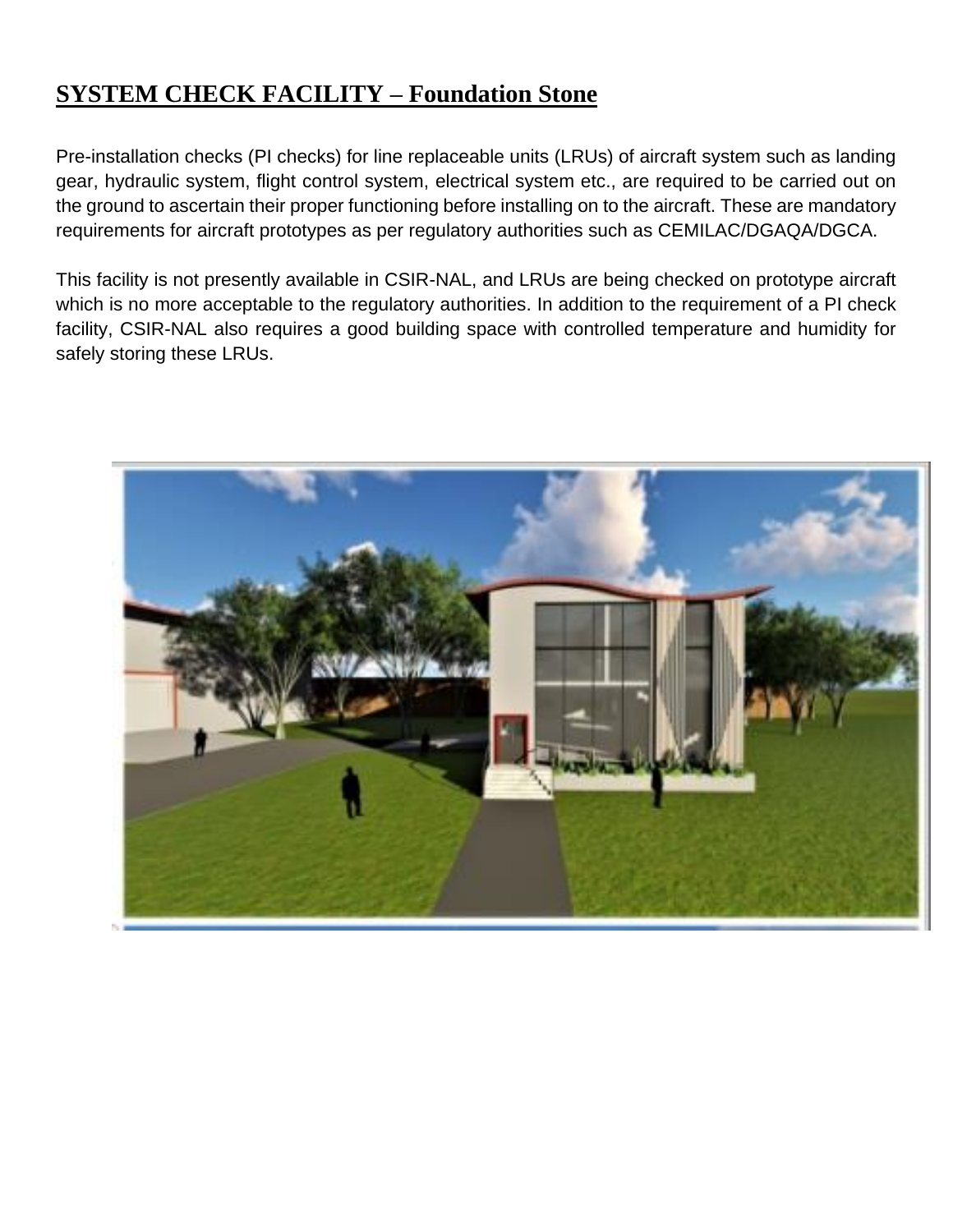## SYSTEM CHECK FACILITY – Foundation Stone

Pre-installation checks (PI checks) for line replaceable units (LRUs) of aircraft system such as landing gear, hydraulic system, flight control system, electrical system etc., are required to be carried out on the ground to ascertain their proper functioning before installing on to the aircraft. These are mandatory requirements for aircraft prototypes as per regulatory authorities such as CEMILAC/DGAQA/DGCA.

This facility is not presently available in CSIR-NAL, and LRUs are being checked on prototype aircraft which is no more acceptable to the regulatory authorities. In addition to the requirement of a PI check facility, CSIR-NAL also requires a good building space with controlled temperature and humidity for safely storing these LRUs.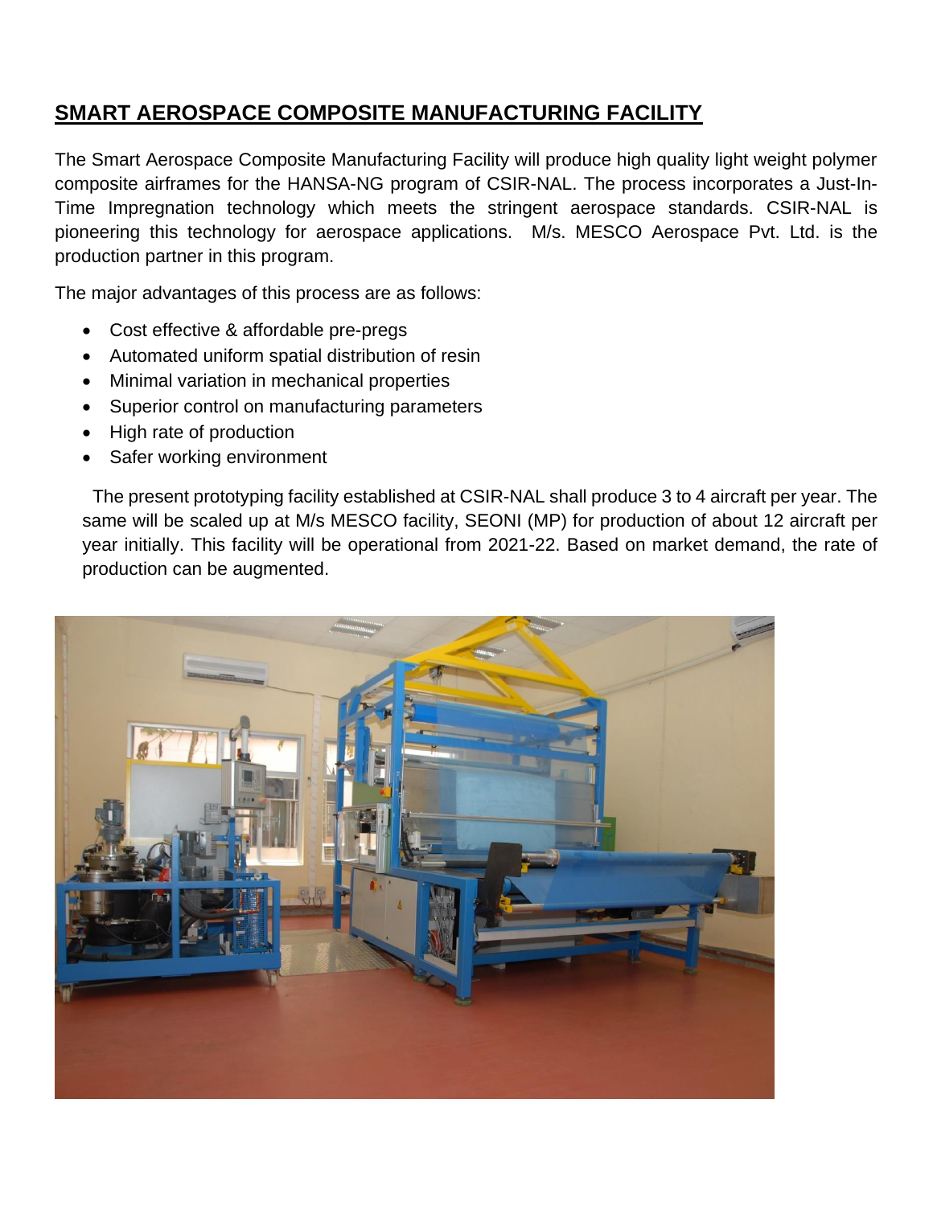## SMART AEROSPACE COMPOSITE MANUFACTURING FACILITY

The Smart Aerospace Composite Manufacturing Facility will produce high quality light weight polymer composite airframes for the HANSA-NG program of CSIR-NAL. The process incorporates a Just-In-Time Impregnation technology which meets the stringent aerospace standards. CSIR-NAL is pioneering this technology for aerospace applications. M/s. MESCO Aerospace Pvt. Ltd. is the production partner in this program.

The major advantages of this process are as follows:

- Cost effective & affordable pre-pregs
- Automated uniform spatial distribution of resin
- Minimal variation in mechanical properties
- Superior control on manufacturing parameters
- High rate of production
- Safer working environment

The present prototyping facility established at CSIR-NAL shall produce 3 to 4 aircraft per year. The same will be scaled up at M/s MESCO facility, SEONI (MP) for production of about 12 aircraft per year initially. This facility will be operational from 2021-22. Based on market demand, the rate of production can be augmented.